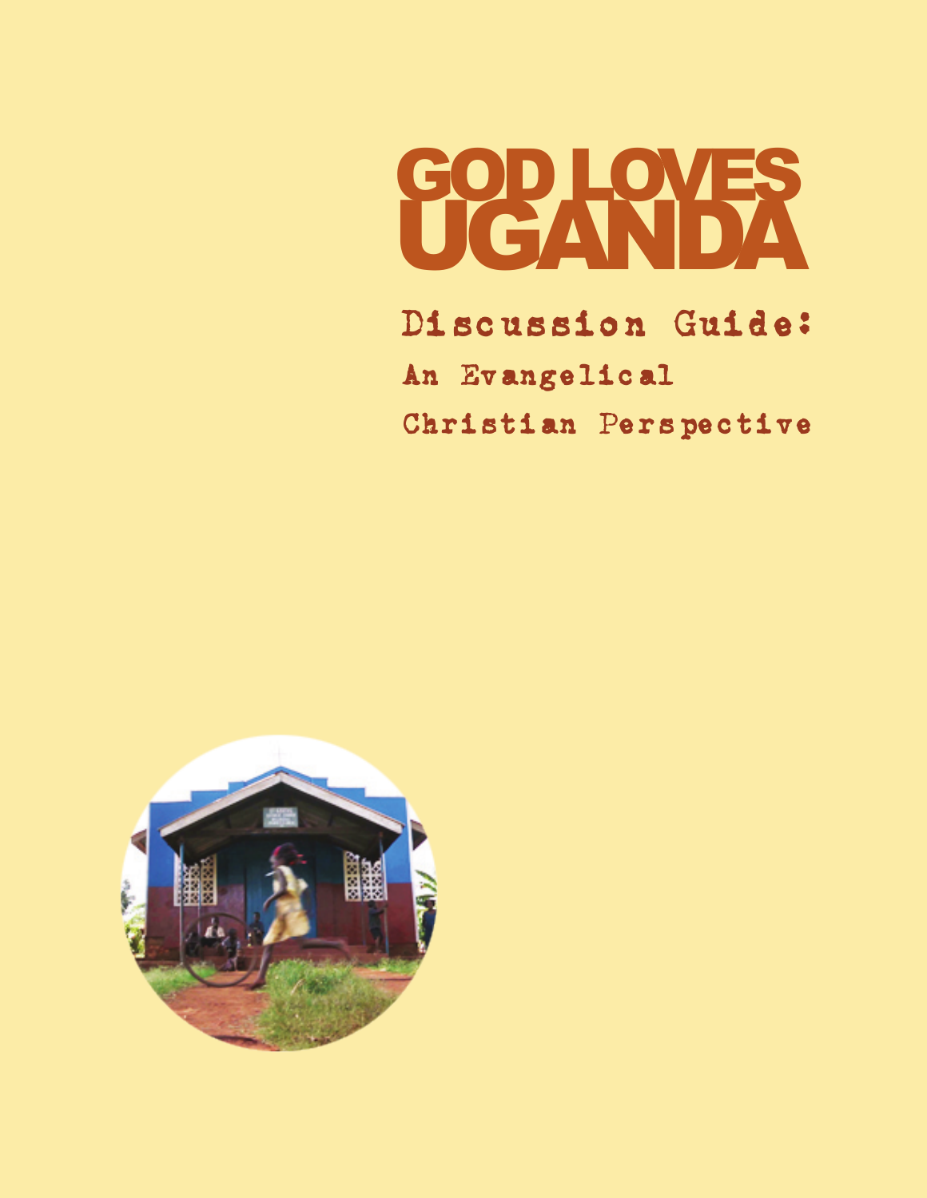# GOD LOVES UGANDA

## Discussion Guide:

### An Evangelical Christian Perspective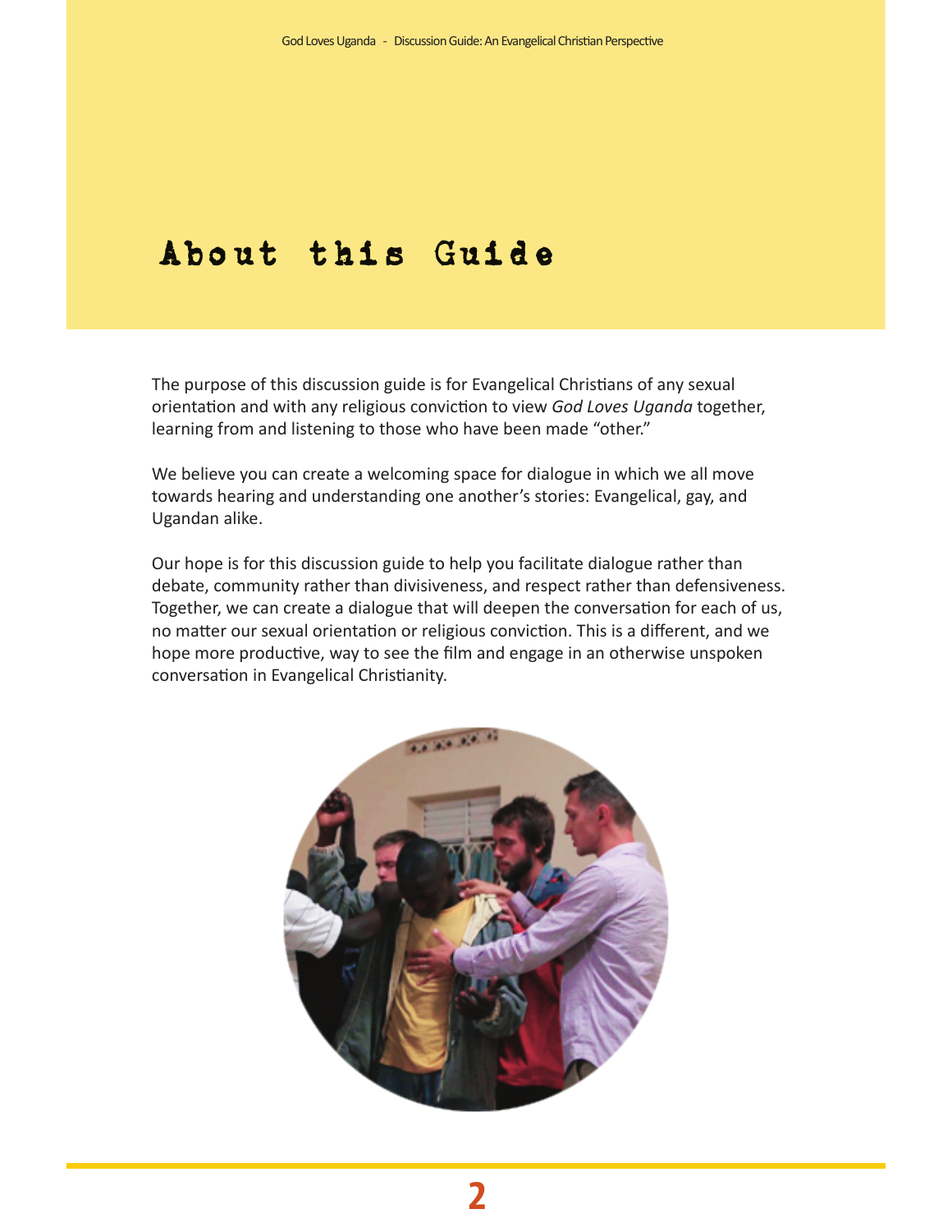# About this Guide

The purpose of this discussion guide is for Evangelical Christians of any sexual orientation and with any religious conviction to view *God Loves Uganda* together, learning from and listening to those who have been made "other."

We believe you can create a welcoming space for dialogue in which we all move towards hearing and understanding one another's stories: Evangelical, gay, and Ugandan alike.

Our hope is for this discussion guide to help you facilitate dialogue rather than debate, community rather than divisiveness, and respect rather than defensiveness. Together, we can create a dialogue that will deepen the conversation for each of us, no matter our sexual orientation or religious conviction. This is a different, and we hope more productive, way to see the film and engage in an otherwise unspoken conversation in Evangelical Christianity.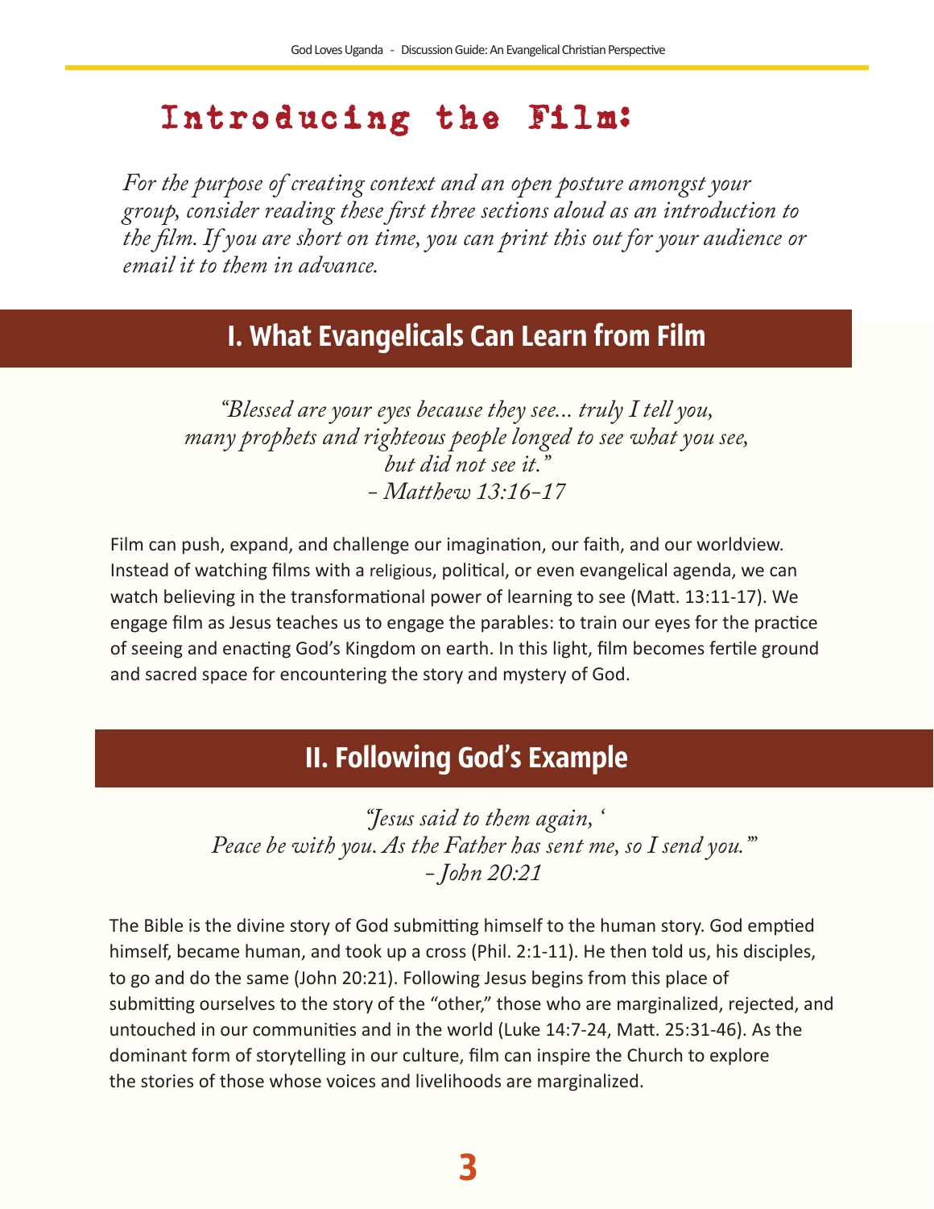# Introducing the Film:

*For the purpose of creating context and an open posture amongst your group, consider reading these first three sections aloud as an introduction to the film. If you are short on time, you can print this out for your audience or email it to them in advance.*

## I. What Evangelicals Can Learn from Film

*"Blessed are your eyes because they see... truly I tell you, many prophets and righteous people longed to see what you see, but did not see it."*
*– Matthew 13:16-17*

Film can push, expand, and challenge our imagination, our faith, and our worldview. Instead of watching films with a religious, political, or even evangelical agenda, we can watch believing in the transformational power of learning to see (Matt. 13:11-17). We engage film as Jesus teaches us to engage the parables: to train our eyes for the practice of seeing and enacting God's Kingdom on earth. In this light, film becomes fertile ground and sacred space for encountering the story and mystery of God.

## II. Following God's Example

*"Jesus said to them again, ' Peace be with you. As the Father has sent me, so I send you.'"*
*– John 20:21*

The Bible is the divine story of God submitting himself to the human story. God emptied himself, became human, and took up a cross (Phil. 2:1-11). He then told us, his disciples, to go and do the same (John 20:21). Following Jesus begins from this place of submitting ourselves to the story of the "other," those who are marginalized, rejected, and untouched in our communities and in the world (Luke 14:7-24, Matt. 25:31-46). As the dominant form of storytelling in our culture, film can inspire the Church to explore the stories of those whose voices and livelihoods are marginalized.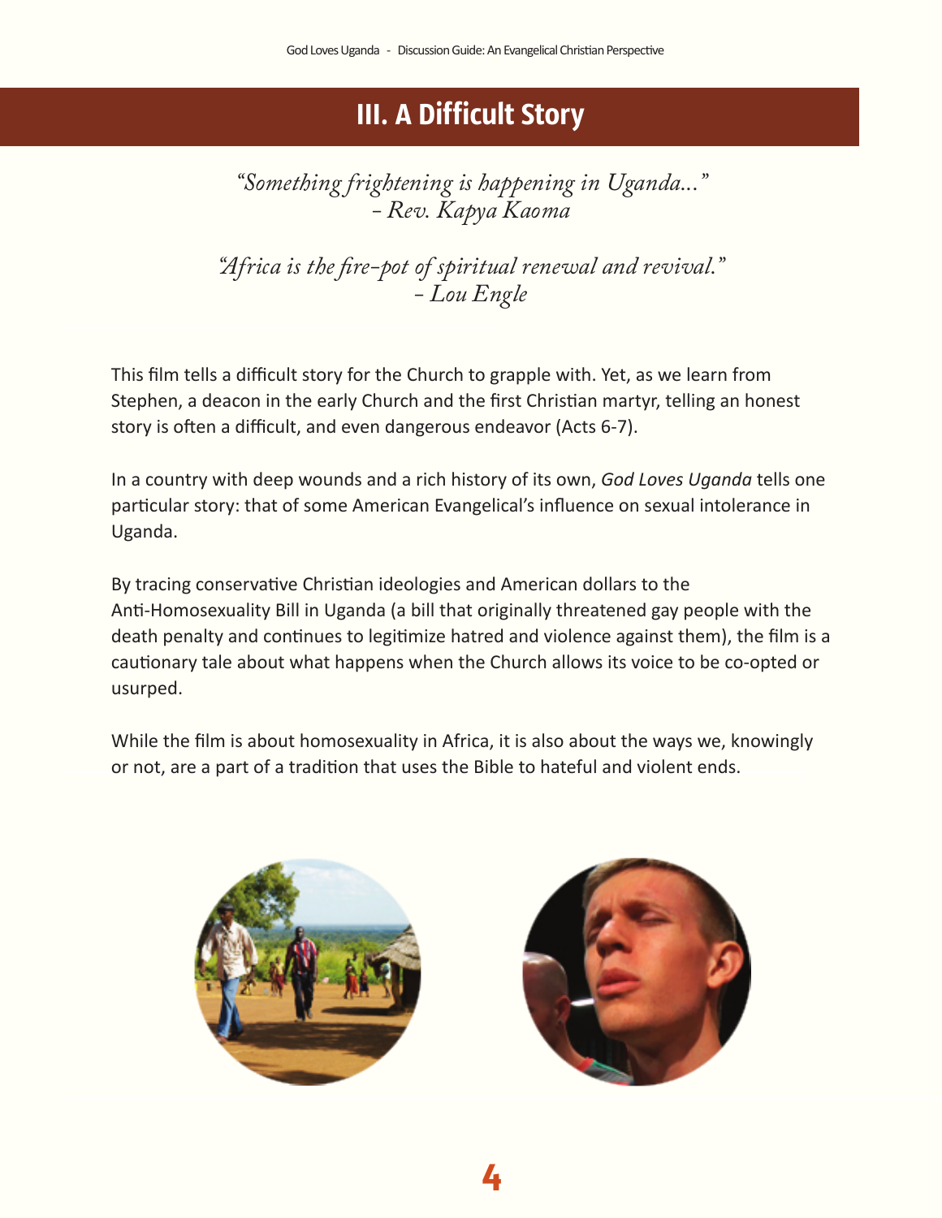# III. A Difficult Story

*"Something frightening is happening in Uganda..."*
*- Rev. Kapya Kaoma*

*"Africa is the fire-pot of spiritual renewal and revival."*
*- Lou Engle*

This film tells a difficult story for the Church to grapple with. Yet, as we learn from Stephen, a deacon in the early Church and the first Christian martyr, telling an honest story is often a difficult, and even dangerous endeavor (Acts 6-7).

In a country with deep wounds and a rich history of its own, *God Loves Uganda* tells one particular story: that of some American Evangelical's influence on sexual intolerance in Uganda.

By tracing conservative Christian ideologies and American dollars to the Anti-Homosexuality Bill in Uganda (a bill that originally threatened gay people with the death penalty and continues to legitimize hatred and violence against them), the film is a cautionary tale about what happens when the Church allows its voice to be co-opted or usurped.

While the film is about homosexuality in Africa, it is also about the ways we, knowingly or not, are a part of a tradition that uses the Bible to hateful and violent ends.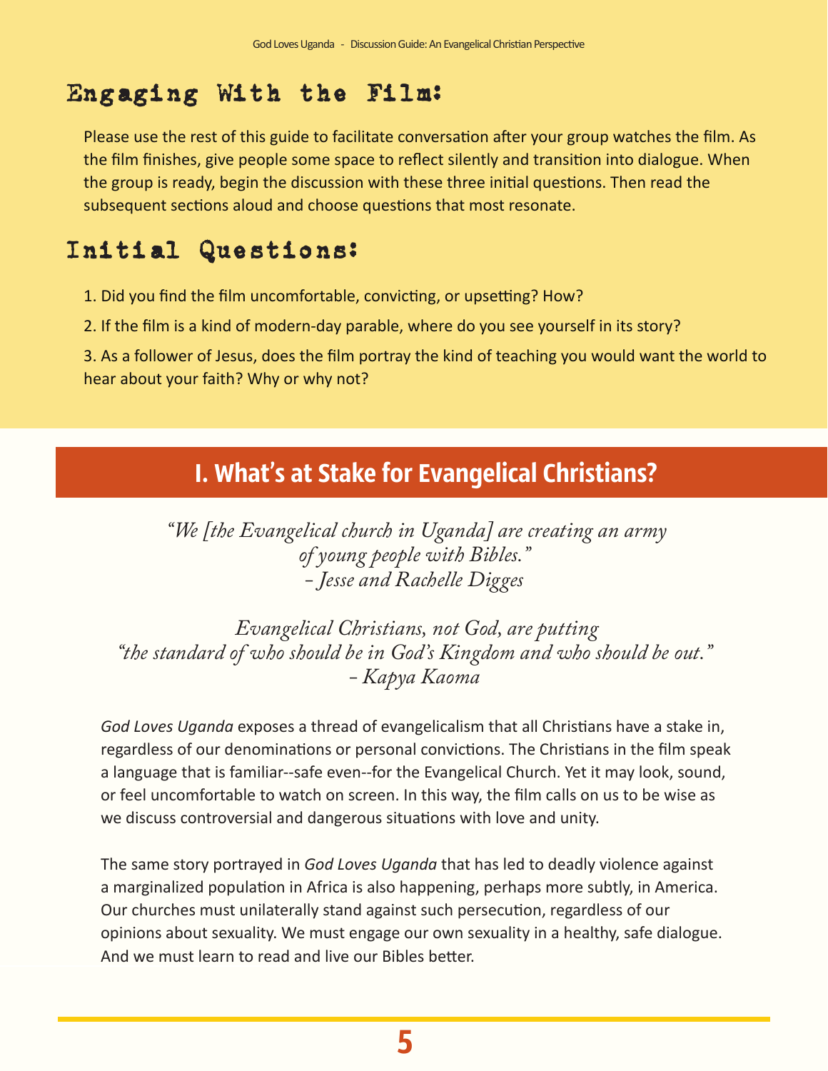## Engaging With the Film:

Please use the rest of this guide to facilitate conversation after your group watches the film. As the film finishes, give people some space to reflect silently and transition into dialogue. When the group is ready, begin the discussion with these three initial questions. Then read the subsequent sections aloud and choose questions that most resonate.

## Initial Questions:

1. Did you find the film uncomfortable, convicting, or upsetting? How?
2. If the film is a kind of modern-day parable, where do you see yourself in its story?
3. As a follower of Jesus, does the film portray the kind of teaching you would want the world to hear about your faith? Why or why not?

# I. What's at Stake for Evangelical Christians?

*"We [the Evangelical church in Uganda] are creating an army of young people with Bibles."*
*- Jesse and Rachelle Digges*

*Evangelical Christians, not God, are putting "the standard of who should be in God's Kingdom and who should be out."*
*- Kapya Kaoma*

*God Loves Uganda* exposes a thread of evangelicalism that all Christians have a stake in, regardless of our denominations or personal convictions. The Christians in the film speak a language that is familiar--safe even--for the Evangelical Church. Yet it may look, sound, or feel uncomfortable to watch on screen. In this way, the film calls on us to be wise as we discuss controversial and dangerous situations with love and unity.

The same story portrayed in *God Loves Uganda* that has led to deadly violence against a marginalized population in Africa is also happening, perhaps more subtly, in America. Our churches must unilaterally stand against such persecution, regardless of our opinions about sexuality. We must engage our own sexuality in a healthy, safe dialogue. And we must learn to read and live our Bibles better.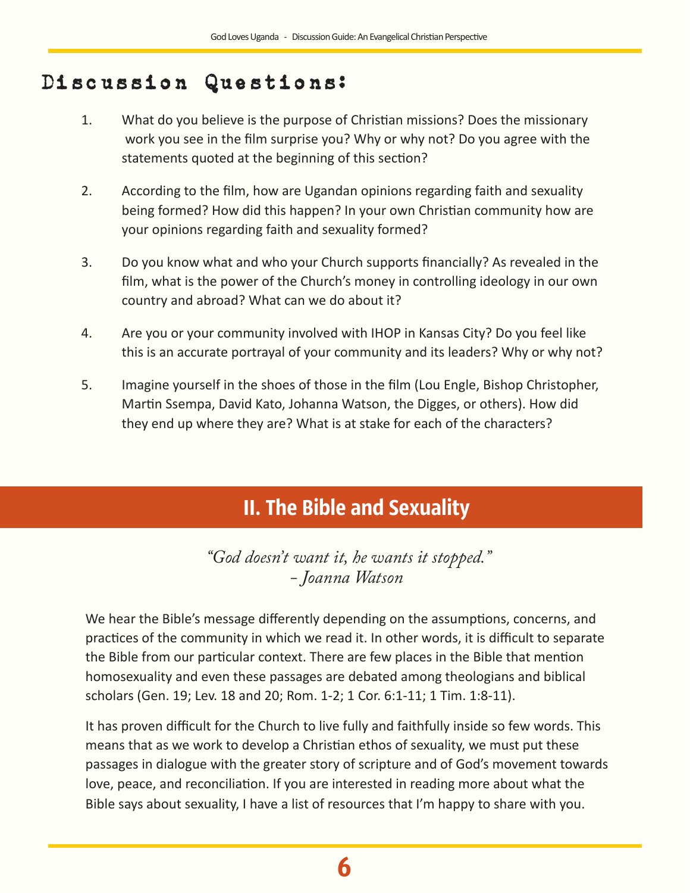## Discussion Questions:

1. What do you believe is the purpose of Christian missions? Does the missionary work you see in the film surprise you? Why or why not? Do you agree with the statements quoted at the beginning of this section?

2. According to the film, how are Ugandan opinions regarding faith and sexuality being formed? How did this happen? In your own Christian community how are your opinions regarding faith and sexuality formed?

3. Do you know what and who your Church supports financially? As revealed in the film, what is the power of the Church's money in controlling ideology in our own country and abroad? What can we do about it?

4. Are you or your community involved with IHOP in Kansas City? Do you feel like this is an accurate portrayal of your community and its leaders? Why or why not?

5. Imagine yourself in the shoes of those in the film (Lou Engle, Bishop Christopher, Martin Ssempa, David Kato, Johanna Watson, the Digges, or others). How did they end up where they are? What is at stake for each of the characters?

# II. The Bible and Sexuality

*"God doesn't want it, he wants it stopped."*
*– Joanna Watson*

We hear the Bible's message differently depending on the assumptions, concerns, and practices of the community in which we read it. In other words, it is difficult to separate the Bible from our particular context. There are few places in the Bible that mention homosexuality and even these passages are debated among theologians and biblical scholars (Gen. 19; Lev. 18 and 20; Rom. 1-2; 1 Cor. 6:1-11; 1 Tim. 1:8-11).

It has proven difficult for the Church to live fully and faithfully inside so few words. This means that as we work to develop a Christian ethos of sexuality, we must put these passages in dialogue with the greater story of scripture and of God's movement towards love, peace, and reconciliation. If you are interested in reading more about what the Bible says about sexuality, I have a list of resources that I'm happy to share with you.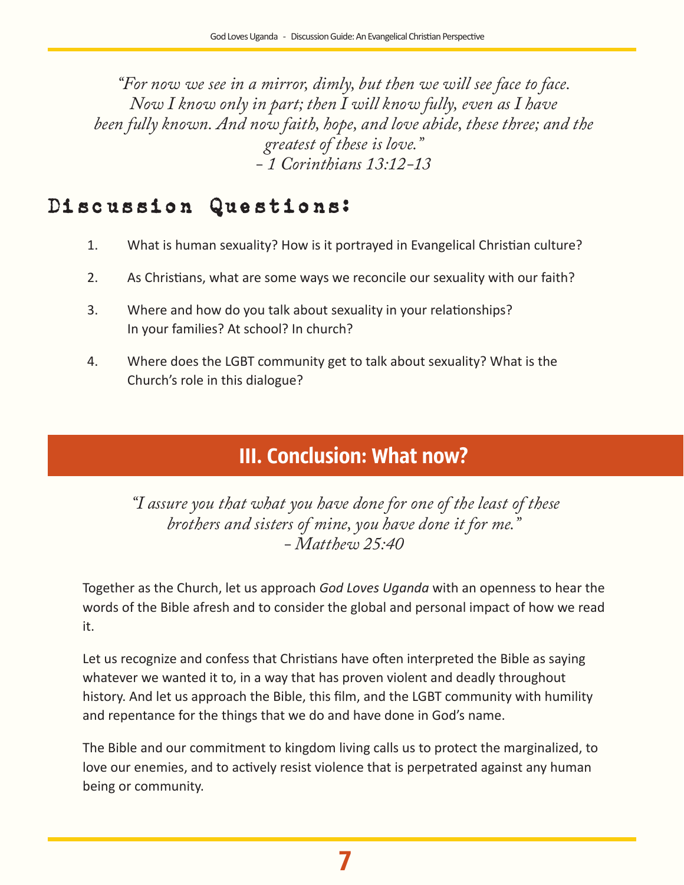*"For now we see in a mirror, dimly, but then we will see face to face. Now I know only in part; then I will know fully, even as I have been fully known. And now faith, hope, and love abide, these three; and the greatest of these is love."*
*– 1 Corinthians 13:12-13*

## Discussion Questions:

1. What is human sexuality? How is it portrayed in Evangelical Christian culture?
2. As Christians, what are some ways we reconcile our sexuality with our faith?
3. Where and how do you talk about sexuality in your relationships? In your families? At school? In church?
4. Where does the LGBT community get to talk about sexuality? What is the Church's role in this dialogue?

## III. Conclusion: What now?

*"I assure you that what you have done for one of the least of these brothers and sisters of mine, you have done it for me."*
*– Matthew 25:40*

Together as the Church, let us approach *God Loves Uganda* with an openness to hear the words of the Bible afresh and to consider the global and personal impact of how we read it.

Let us recognize and confess that Christians have often interpreted the Bible as saying whatever we wanted it to, in a way that has proven violent and deadly throughout history. And let us approach the Bible, this film, and the LGBT community with humility and repentance for the things that we do and have done in God's name.

The Bible and our commitment to kingdom living calls us to protect the marginalized, to love our enemies, and to actively resist violence that is perpetrated against any human being or community.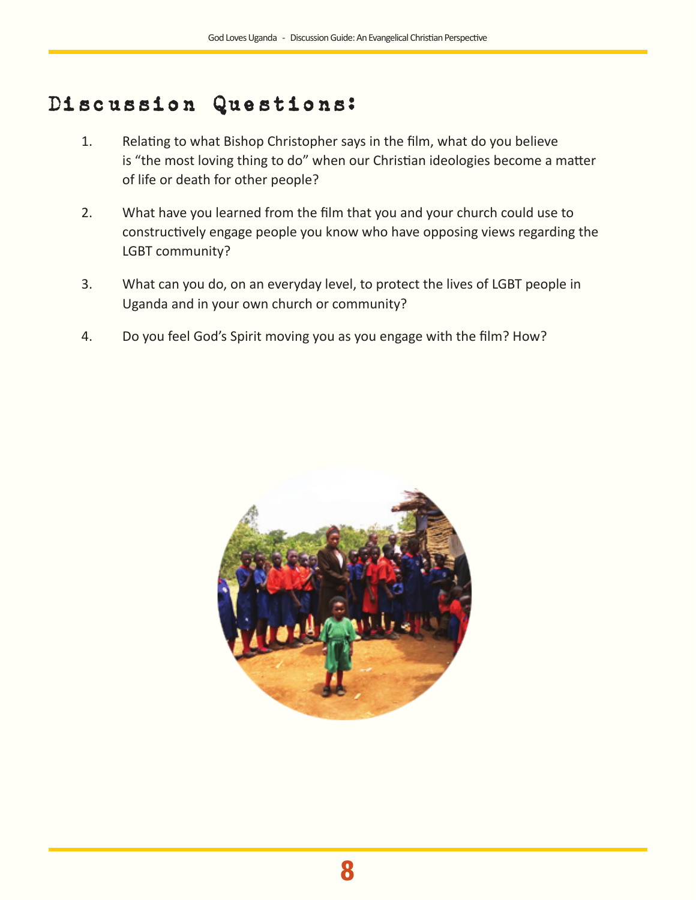# Discussion Questions:

1. Relating to what Bishop Christopher says in the film, what do you believe is "the most loving thing to do" when our Christian ideologies become a matter of life or death for other people?

2. What have you learned from the film that you and your church could use to constructively engage people you know who have opposing views regarding the LGBT community?

3. What can you do, on an everyday level, to protect the lives of LGBT people in Uganda and in your own church or community?

4. Do you feel God's Spirit moving you as you engage with the film? How?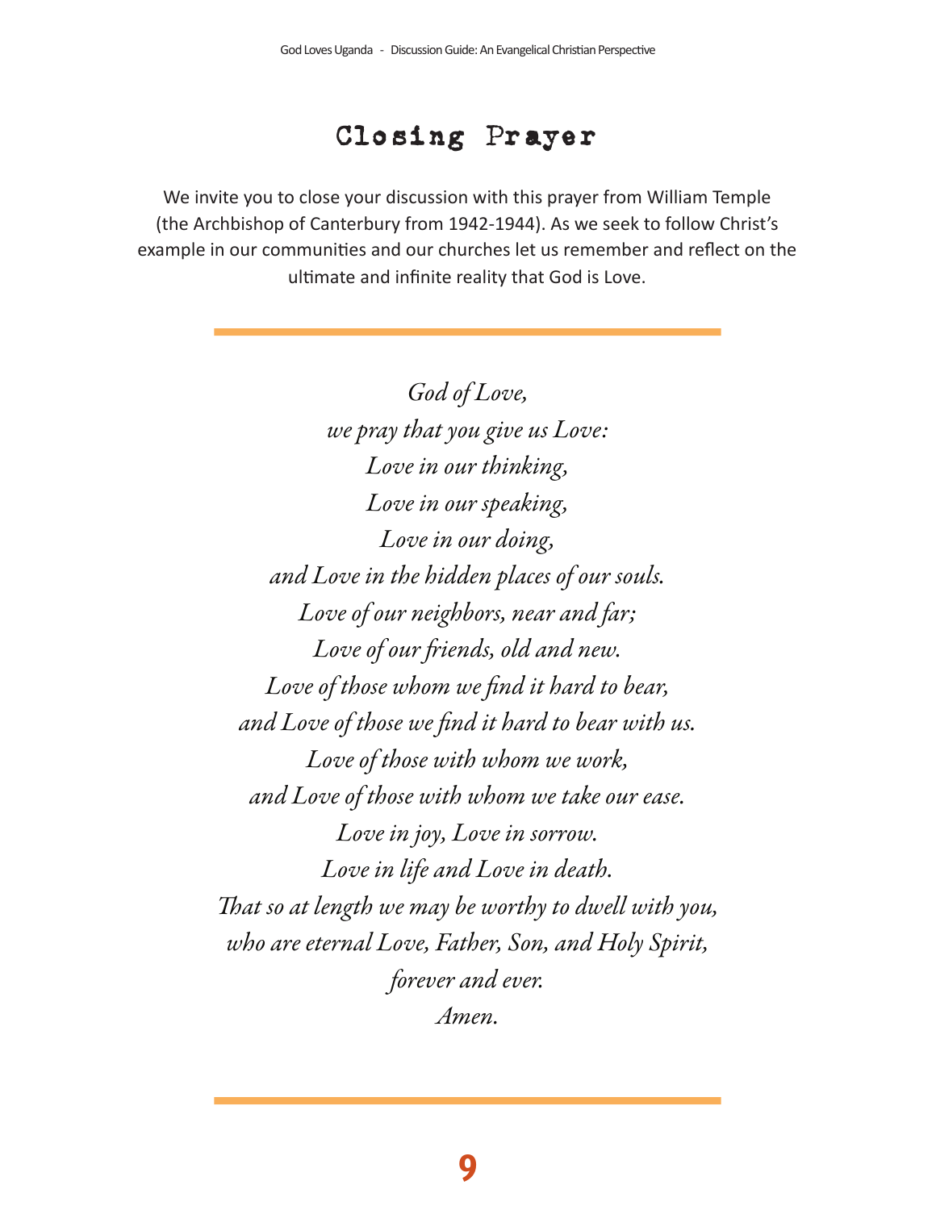# Closing Prayer

We invite you to close your discussion with this prayer from William Temple (the Archbishop of Canterbury from 1942-1944). As we seek to follow Christ's example in our communities and our churches let us remember and reflect on the ultimate and infinite reality that God is Love.

---

*God of Love,*
*we pray that you give us Love:*
*Love in our thinking,*
*Love in our speaking,*
*Love in our doing,*
*and Love in the hidden places of our souls.*
*Love of our neighbors, near and far;*
*Love of our friends, old and new.*
*Love of those whom we find it hard to bear,*
*and Love of those we find it hard to bear with us.*
*Love of those with whom we work,*
*and Love of those with whom we take our ease.*
*Love in joy, Love in sorrow.*
*Love in life and Love in death.*
*That so at length we may be worthy to dwell with you,*
*who are eternal Love, Father, Son, and Holy Spirit,*
*forever and ever.*
*Amen.*

---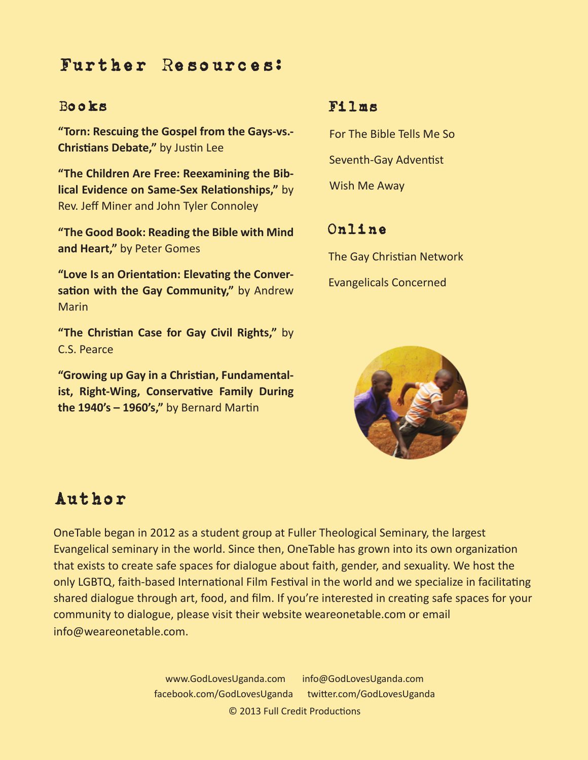# Further Resources:

## Books

**"Torn: Rescuing the Gospel from the Gays-vs.-Christians Debate,"** by Justin Lee

**"The Children Are Free: Reexamining the Biblical Evidence on Same-Sex Relationships,"** by Rev. Jeff Miner and John Tyler Connoley

**"The Good Book: Reading the Bible with Mind and Heart,"** by Peter Gomes

**"Love Is an Orientation: Elevating the Conversation with the Gay Community,"** by Andrew Marin

**"The Christian Case for Gay Civil Rights,"** by C.S. Pearce

**"Growing up Gay in a Christian, Fundamentalist, Right-Wing, Conservative Family During the 1940's – 1960's,"** by Bernard Martin

## Films

For The Bible Tells Me So

Seventh-Gay Adventist

Wish Me Away

## Online

The Gay Christian Network

Evangelicals Concerned

# Author

OneTable began in 2012 as a student group at Fuller Theological Seminary, the largest Evangelical seminary in the world. Since then, OneTable has grown into its own organization that exists to create safe spaces for dialogue about faith, gender, and sexuality. We host the only LGBTQ, faith-based International Film Festival in the world and we specialize in facilitating shared dialogue through art, food, and film. If you're interested in creating safe spaces for your community to dialogue, please visit their website weareonetable.com or email info@weareonetable.com.

www.GodLovesUganda.com info@GodLovesUganda.com
facebook.com/GodLovesUganda twitter.com/GodLovesUganda
© 2013 Full Credit Productions